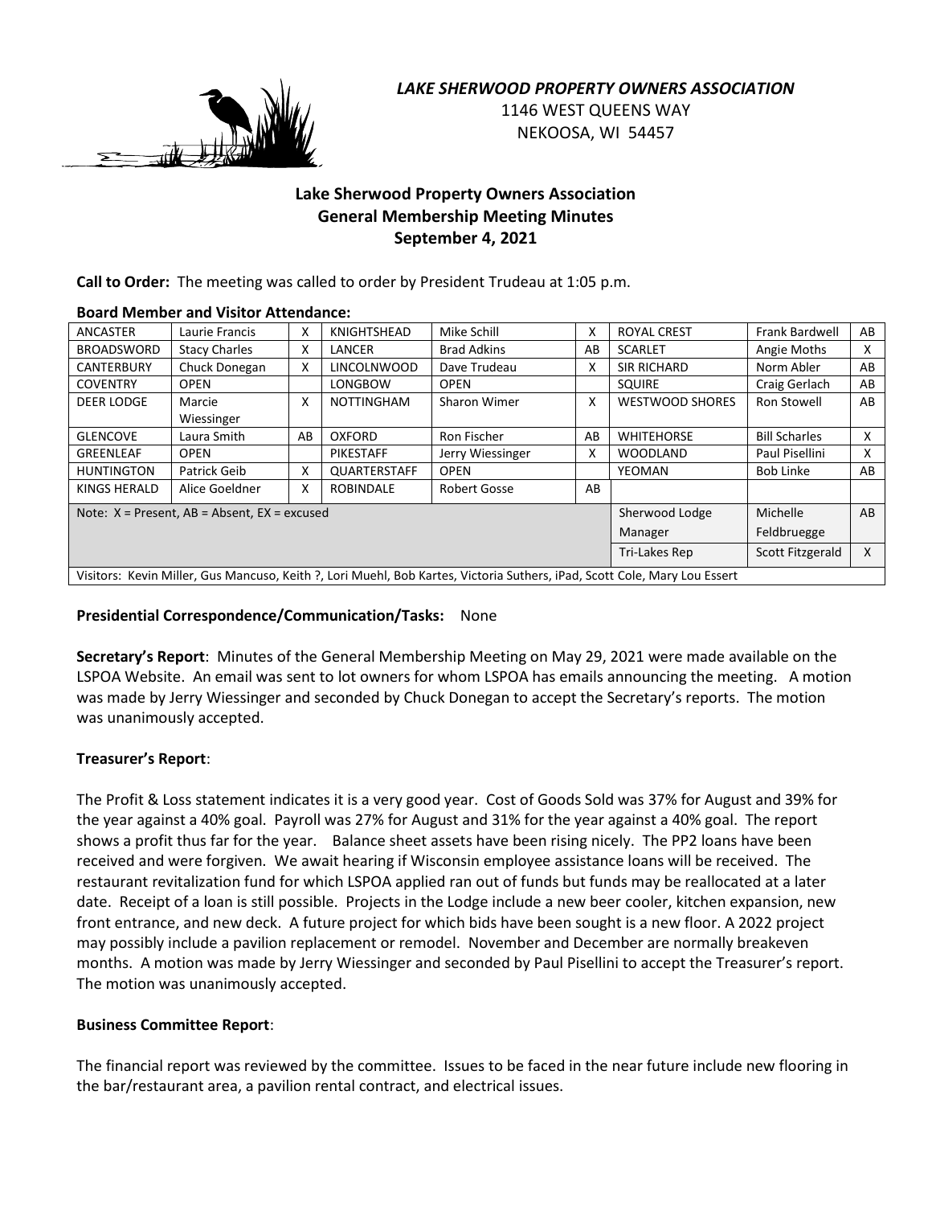***LAKE SHERWOOD PROPERTY OWNERS ASSOCIATION***
1146 WEST QUEENS WAY
NEKOOSA, WI 54457

# Lake Sherwood Property Owners Association
## General Membership Meeting Minutes
### September 4, 2021

**Call to Order:** The meeting was called to order by President Trudeau at 1:05 p.m.

**Board Member and Visitor Attendance:**

| ANCASTER | Laurie Francis | X | KNIGHTSHEAD | Mike Schill | X | ROYAL CREST | Frank Bardwell | AB |
|---|---|---|---|---|---|---|---|---|
| BROADSWORD | Stacy Charles | X | LANCER | Brad Adkins | AB | SCARLET | Angie Moths | X |
| CANTERBURY | Chuck Donegan | X | LINCOLNWOOD | Dave Trudeau | X | SIR RICHARD | Norm Abler | AB |
| COVENTRY | OPEN | | LONGBOW | OPEN | | SQUIRE | Craig Gerlach | AB |
| DEER LODGE | Marcie Wiessinger | X | NOTTINGHAM | Sharon Wimer | X | WESTWOOD SHORES | Ron Stowell | AB |
| GLENCOVE | Laura Smith | AB | OXFORD | Ron Fischer | AB | WHITEHORSE | Bill Scharles | X |
| GREENLEAF | OPEN | | PIKESTAFF | Jerry Wiessinger | X | WOODLAND | Paul Pisellini | X |
| HUNTINGTON | Patrick Geib | X | QUARTERSTAFF | OPEN | | YEOMAN | Bob Linke | AB |
| KINGS HERALD | Alice Goeldner | X | ROBINDALE | Robert Gosse | AB | | | |
| Note: X = Present, AB = Absent, EX = excused | | | | | | Sherwood Lodge Manager | Michelle Feldbruegge | AB |
| | | | | | | Tri-Lakes Rep | Scott Fitzgerald | X |
| Visitors: Kevin Miller, Gus Mancuso, Keith ?, Lori Muehl, Bob Kartes, Victoria Suthers, iPad, Scott Cole, Mary Lou Essert | | | | | | | | |

**Presidential Correspondence/Communication/Tasks:** None

**Secretary's Report**: Minutes of the General Membership Meeting on May 29, 2021 were made available on the LSPOA Website. An email was sent to lot owners for whom LSPOA has emails announcing the meeting. A motion was made by Jerry Wiessinger and seconded by Chuck Donegan to accept the Secretary's reports. The motion was unanimously accepted.

**Treasurer's Report**:

The Profit & Loss statement indicates it is a very good year. Cost of Goods Sold was 37% for August and 39% for the year against a 40% goal. Payroll was 27% for August and 31% for the year against a 40% goal. The report shows a profit thus far for the year. Balance sheet assets have been rising nicely. The PP2 loans have been received and were forgiven. We await hearing if Wisconsin employee assistance loans will be received. The restaurant revitalization fund for which LSPOA applied ran out of funds but funds may be reallocated at a later date. Receipt of a loan is still possible. Projects in the Lodge include a new beer cooler, kitchen expansion, new front entrance, and new deck. A future project for which bids have been sought is a new floor. A 2022 project may possibly include a pavilion replacement or remodel. November and December are normally breakeven months. A motion was made by Jerry Wiessinger and seconded by Paul Pisellini to accept the Treasurer's report. The motion was unanimously accepted.

**Business Committee Report**:

The financial report was reviewed by the committee. Issues to be faced in the near future include new flooring in the bar/restaurant area, a pavilion rental contract, and electrical issues.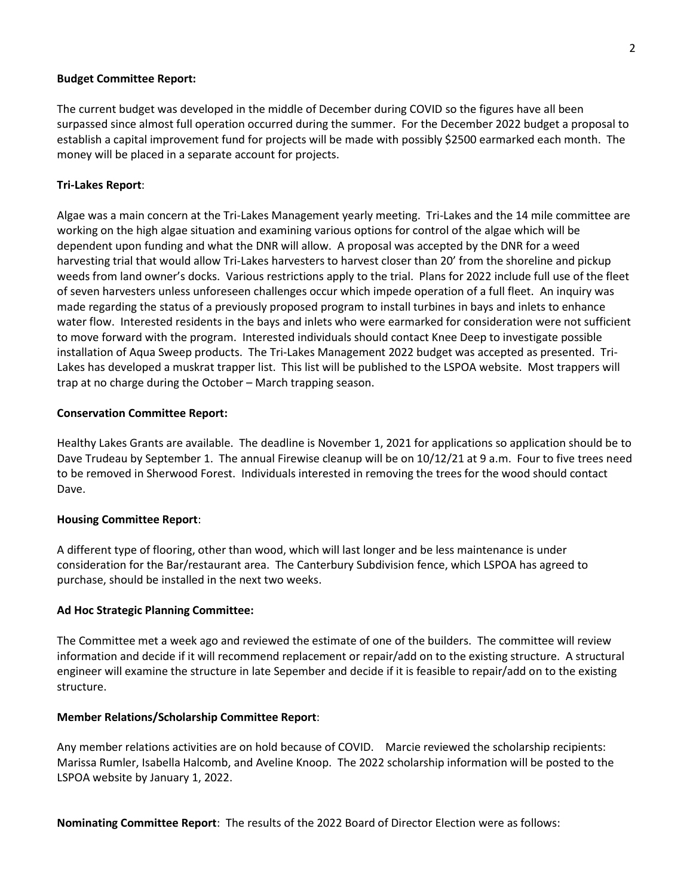**Budget Committee Report:**

The current budget was developed in the middle of December during COVID so the figures have all been surpassed since almost full operation occurred during the summer. For the December 2022 budget a proposal to establish a capital improvement fund for projects will be made with possibly $2500 earmarked each month. The money will be placed in a separate account for projects.

**Tri-Lakes Report**:

Algae was a main concern at the Tri-Lakes Management yearly meeting. Tri-Lakes and the 14 mile committee are working on the high algae situation and examining various options for control of the algae which will be dependent upon funding and what the DNR will allow. A proposal was accepted by the DNR for a weed harvesting trial that would allow Tri-Lakes harvesters to harvest closer than 20' from the shoreline and pickup weeds from land owner's docks. Various restrictions apply to the trial. Plans for 2022 include full use of the fleet of seven harvesters unless unforeseen challenges occur which impede operation of a full fleet. An inquiry was made regarding the status of a previously proposed program to install turbines in bays and inlets to enhance water flow. Interested residents in the bays and inlets who were earmarked for consideration were not sufficient to move forward with the program. Interested individuals should contact Knee Deep to investigate possible installation of Aqua Sweep products. The Tri-Lakes Management 2022 budget was accepted as presented. Tri-Lakes has developed a muskrat trapper list. This list will be published to the LSPOA website. Most trappers will trap at no charge during the October – March trapping season.

**Conservation Committee Report:**

Healthy Lakes Grants are available. The deadline is November 1, 2021 for applications so application should be to Dave Trudeau by September 1. The annual Firewise cleanup will be on 10/12/21 at 9 a.m. Four to five trees need to be removed in Sherwood Forest. Individuals interested in removing the trees for the wood should contact Dave.

**Housing Committee Report**:

A different type of flooring, other than wood, which will last longer and be less maintenance is under consideration for the Bar/restaurant area. The Canterbury Subdivision fence, which LSPOA has agreed to purchase, should be installed in the next two weeks.

**Ad Hoc Strategic Planning Committee:**

The Committee met a week ago and reviewed the estimate of one of the builders. The committee will review information and decide if it will recommend replacement or repair/add on to the existing structure. A structural engineer will examine the structure in late Sepember and decide if it is feasible to repair/add on to the existing structure.

**Member Relations/Scholarship Committee Report**:

Any member relations activities are on hold because of COVID. Marcie reviewed the scholarship recipients: Marissa Rumler, Isabella Halcomb, and Aveline Knoop. The 2022 scholarship information will be posted to the LSPOA website by January 1, 2022.

**Nominating Committee Report**: The results of the 2022 Board of Director Election were as follows: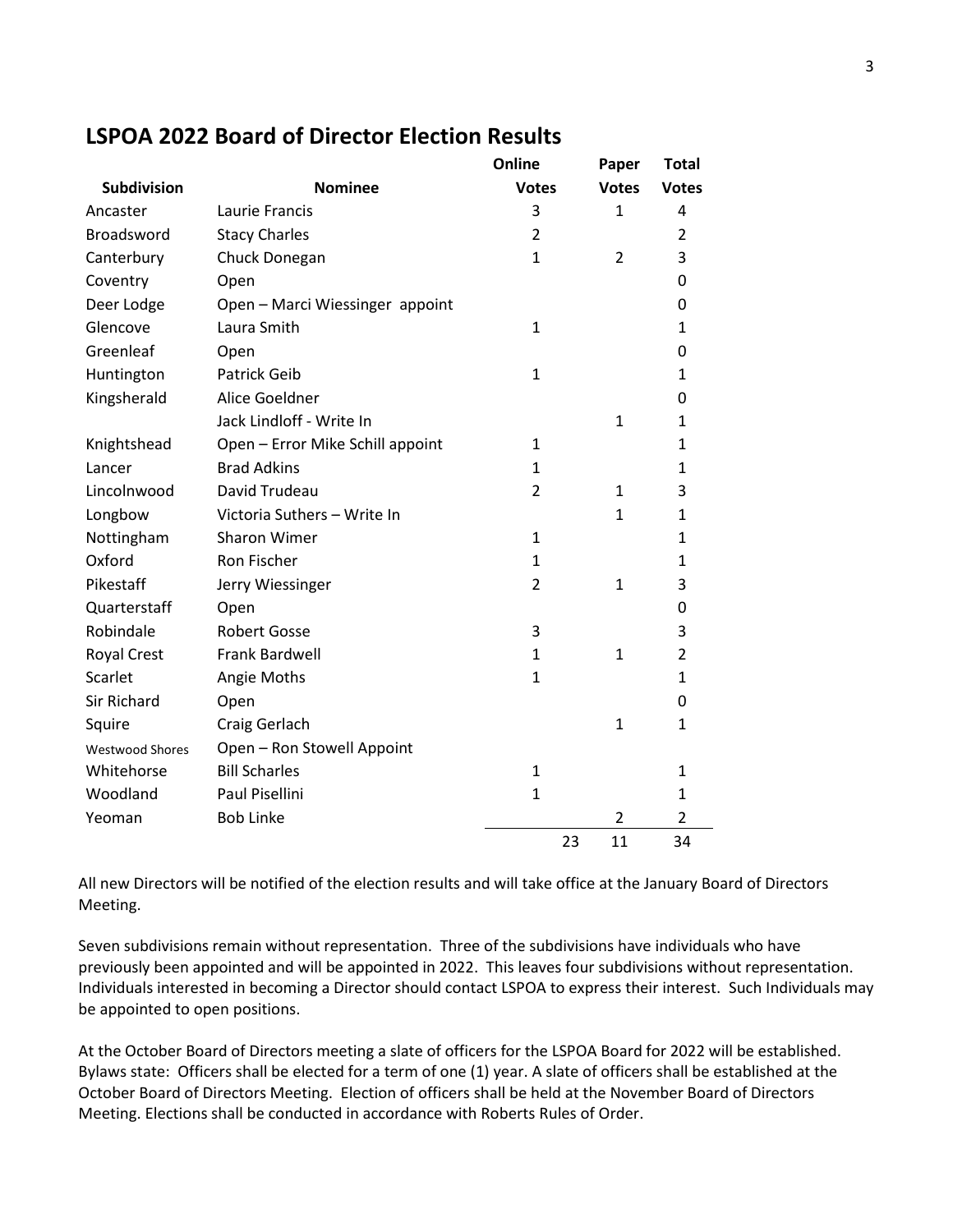## LSPOA 2022 Board of Director Election Results

| Subdivision | Nominee | Online Votes | Paper Votes | Total Votes |
|---|---|---|---|---|
| Ancaster | Laurie Francis | 3 | 1 | 4 |
| Broadsword | Stacy Charles | 2 | | 2 |
| Canterbury | Chuck Donegan | 1 | 2 | 3 |
| Coventry | Open | | | 0 |
| Deer Lodge | Open – Marci Wiessinger appoint | | | 0 |
| Glencove | Laura Smith | 1 | | 1 |
| Greenleaf | Open | | | 0 |
| Huntington | Patrick Geib | 1 | | 1 |
| Kingsherald | Alice Goeldner | | | 0 |
| | Jack Lindloff - Write In | | 1 | 1 |
| Knightshead | Open – Error Mike Schill appoint | 1 | | 1 |
| Lancer | Brad Adkins | 1 | | 1 |
| Lincolnwood | David Trudeau | 2 | 1 | 3 |
| Longbow | Victoria Suthers – Write In | | 1 | 1 |
| Nottingham | Sharon Wimer | 1 | | 1 |
| Oxford | Ron Fischer | 1 | | 1 |
| Pikestaff | Jerry Wiessinger | 2 | 1 | 3 |
| Quarterstaff | Open | | | 0 |
| Robindale | Robert Gosse | 3 | | 3 |
| Royal Crest | Frank Bardwell | 1 | 1 | 2 |
| Scarlet | Angie Moths | 1 | | 1 |
| Sir Richard | Open | | | 0 |
| Squire | Craig Gerlach | | 1 | 1 |
| Westwood Shores | Open – Ron Stowell Appoint | | | |
| Whitehorse | Bill Scharles | 1 | | 1 |
| Woodland | Paul Pisellini | 1 | | 1 |
| Yeoman | Bob Linke | | 2 | 2 |
| | | 23 | 11 | 34 |

All new Directors will be notified of the election results and will take office at the January Board of Directors Meeting.

Seven subdivisions remain without representation. Three of the subdivisions have individuals who have previously been appointed and will be appointed in 2022. This leaves four subdivisions without representation. Individuals interested in becoming a Director should contact LSPOA to express their interest. Such Individuals may be appointed to open positions.

At the October Board of Directors meeting a slate of officers for the LSPOA Board for 2022 will be established. Bylaws state: Officers shall be elected for a term of one (1) year. A slate of officers shall be established at the October Board of Directors Meeting. Election of officers shall be held at the November Board of Directors Meeting. Elections shall be conducted in accordance with Roberts Rules of Order.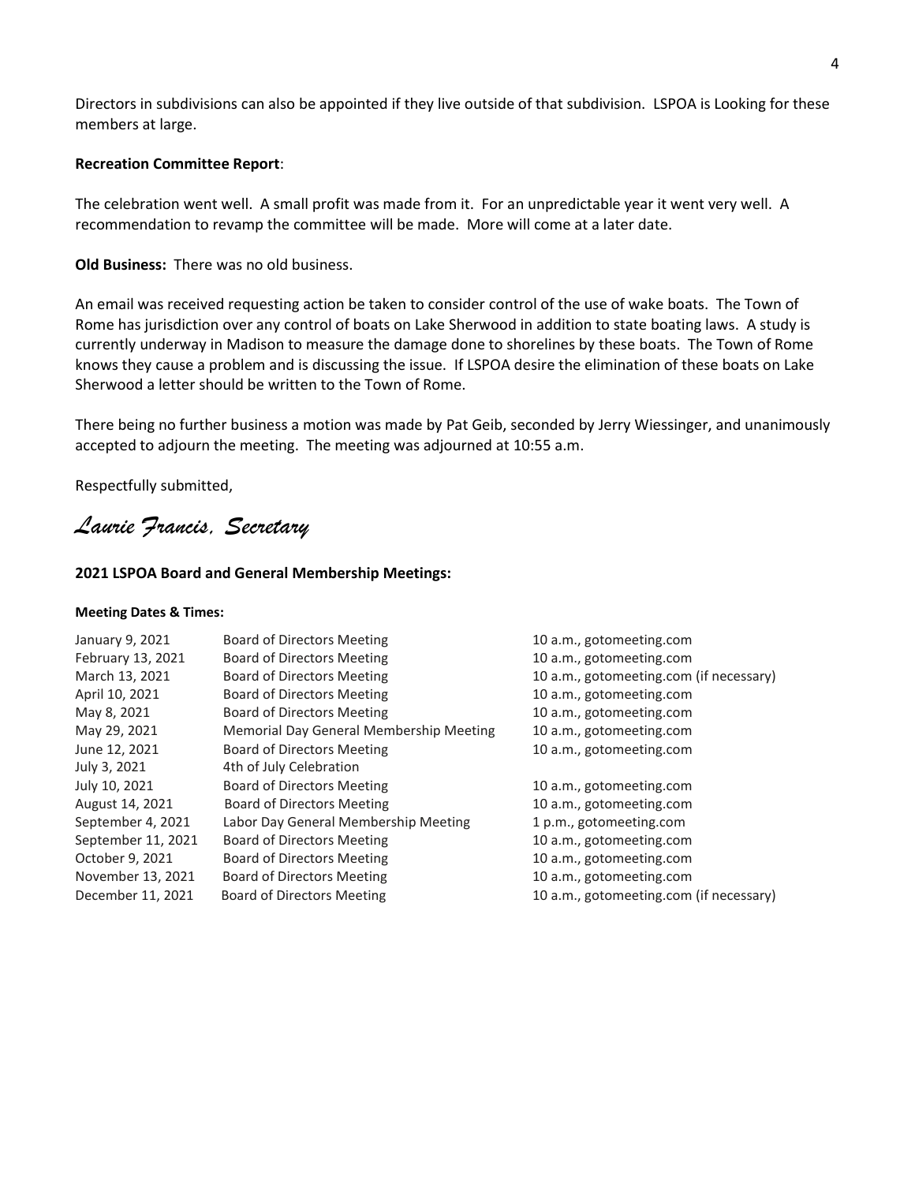Directors in subdivisions can also be appointed if they live outside of that subdivision. LSPOA is Looking for these members at large.

**Recreation Committee Report**:

The celebration went well. A small profit was made from it. For an unpredictable year it went very well. A recommendation to revamp the committee will be made. More will come at a later date.

**Old Business:** There was no old business.

An email was received requesting action be taken to consider control of the use of wake boats. The Town of Rome has jurisdiction over any control of boats on Lake Sherwood in addition to state boating laws. A study is currently underway in Madison to measure the damage done to shorelines by these boats. The Town of Rome knows they cause a problem and is discussing the issue. If LSPOA desire the elimination of these boats on Lake Sherwood a letter should be written to the Town of Rome.

There being no further business a motion was made by Pat Geib, seconded by Jerry Wiessinger, and unanimously accepted to adjourn the meeting. The meeting was adjourned at 10:55 a.m.

Respectfully submitted,

*Laurie Francis, Secretary*

**2021 LSPOA Board and General Membership Meetings:**

**Meeting Dates & Times:**

| | | |
|---|---|---|
| January 9, 2021 | Board of Directors Meeting | 10 a.m., gotomeeting.com |
| February 13, 2021 | Board of Directors Meeting | 10 a.m., gotomeeting.com |
| March 13, 2021 | Board of Directors Meeting | 10 a.m., gotomeeting.com (if necessary) |
| April 10, 2021 | Board of Directors Meeting | 10 a.m., gotomeeting.com |
| May 8, 2021 | Board of Directors Meeting | 10 a.m., gotomeeting.com |
| May 29, 2021 | Memorial Day General Membership Meeting | 10 a.m., gotomeeting.com |
| June 12, 2021 | Board of Directors Meeting | 10 a.m., gotomeeting.com |
| July 3, 2021 | 4th of July Celebration | |
| July 10, 2021 | Board of Directors Meeting | 10 a.m., gotomeeting.com |
| August 14, 2021 | Board of Directors Meeting | 10 a.m., gotomeeting.com |
| September 4, 2021 | Labor Day General Membership Meeting | 1 p.m., gotomeeting.com |
| September 11, 2021 | Board of Directors Meeting | 10 a.m., gotomeeting.com |
| October 9, 2021 | Board of Directors Meeting | 10 a.m., gotomeeting.com |
| November 13, 2021 | Board of Directors Meeting | 10 a.m., gotomeeting.com |
| December 11, 2021 | Board of Directors Meeting | 10 a.m., gotomeeting.com (if necessary) |